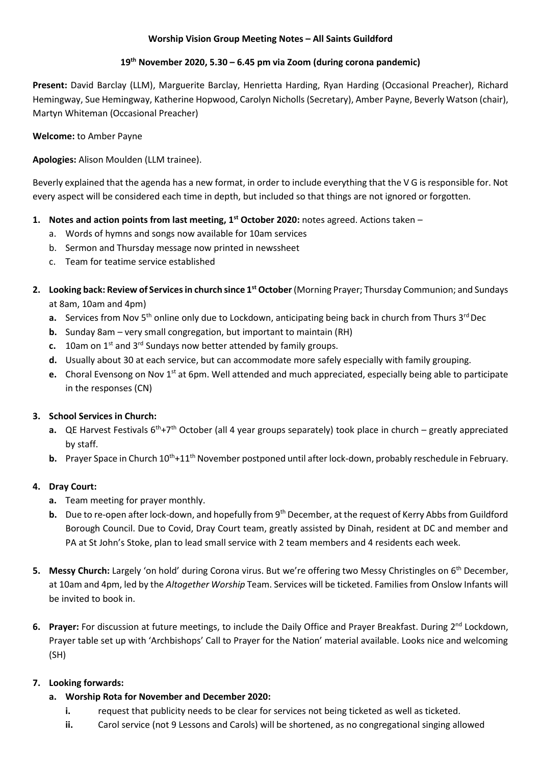**Worship Vision Group Meeting Notes – All Saints Guildford**

**19th November 2020, 5.30 – 6.45 pm via Zoom (during corona pandemic)**

**Present:** David Barclay (LLM), Marguerite Barclay, Henrietta Harding, Ryan Harding (Occasional Preacher), Richard Hemingway, Sue Hemingway, Katherine Hopwood, Carolyn Nicholls (Secretary), Amber Payne, Beverly Watson (chair), Martyn Whiteman (Occasional Preacher)

**Welcome:** to Amber Payne

**Apologies:** Alison Moulden (LLM trainee).

Beverly explained that the agenda has a new format, in order to include everything that the V G is responsible for. Not every aspect will be considered each time in depth, but included so that things are not ignored or forgotten.

1. **Notes and action points from last meeting, 1st October 2020:** notes agreed. Actions taken –
   a. Words of hymns and songs now available for 10am services
   b. Sermon and Thursday message now printed in newssheet
   c. Team for teatime service established

2. **Looking back: Review of Services in church since 1st October** (Morning Prayer; Thursday Communion; and Sundays at 8am, 10am and 4pm)
   **a.** Services from Nov 5th online only due to Lockdown, anticipating being back in church from Thurs 3rd Dec
   **b.** Sunday 8am – very small congregation, but important to maintain (RH)
   **c.** 10am on 1st and 3rd Sundays now better attended by family groups.
   **d.** Usually about 30 at each service, but can accommodate more safely especially with family grouping.
   **e.** Choral Evensong on Nov 1st at 6pm. Well attended and much appreciated, especially being able to participate in the responses (CN)

3. **School Services in Church:**
   **a.** QE Harvest Festivals 6th+7th October (all 4 year groups separately) took place in church – greatly appreciated by staff.
   **b.** Prayer Space in Church 10th+11th November postponed until after lock-down, probably reschedule in February.

4. **Dray Court:**
   **a.** Team meeting for prayer monthly.
   **b.** Due to re-open after lock-down, and hopefully from 9th December, at the request of Kerry Abbs from Guildford Borough Council. Due to Covid, Dray Court team, greatly assisted by Dinah, resident at DC and member and PA at St John's Stoke, plan to lead small service with 2 team members and 4 residents each week.

5. **Messy Church:** Largely 'on hold' during Corona virus. But we're offering two Messy Christingles on 6th December, at 10am and 4pm, led by the *Altogether Worship* Team. Services will be ticketed. Families from Onslow Infants will be invited to book in.

6. **Prayer:** For discussion at future meetings, to include the Daily Office and Prayer Breakfast. During 2nd Lockdown, Prayer table set up with 'Archbishops' Call to Prayer for the Nation' material available. Looks nice and welcoming (SH)

7. **Looking forwards:**
   **a. Worship Rota for November and December 2020:**
      **i.** request that publicity needs to be clear for services not being ticketed as well as ticketed.
      **ii.** Carol service (not 9 Lessons and Carols) will be shortened, as no congregational singing allowed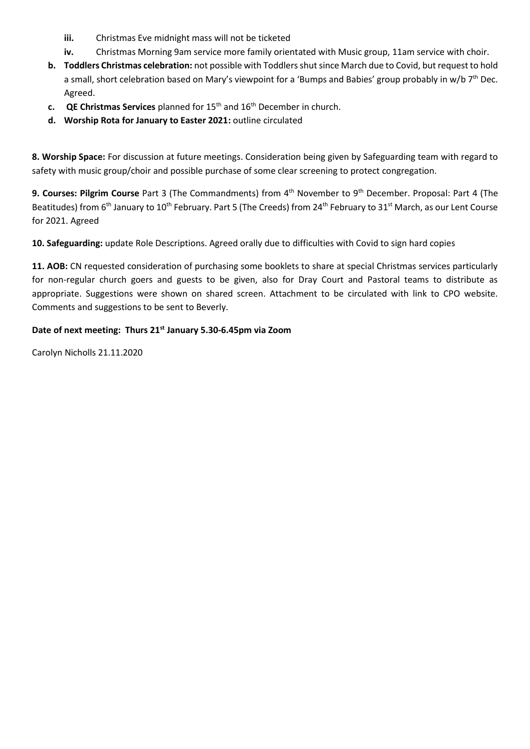- **iii.** Christmas Eve midnight mass will not be ticketed
   - **iv.** Christmas Morning 9am service more family orientated with Music group, 11am service with choir.

- **b. Toddlers Christmas celebration:** not possible with Toddlers shut since March due to Covid, but request to hold a small, short celebration based on Mary's viewpoint for a 'Bumps and Babies' group probably in w/b 7th Dec. Agreed.
- **c. QE Christmas Services** planned for 15th and 16th December in church.
- **d. Worship Rota for January to Easter 2021:** outline circulated

**8. Worship Space:** For discussion at future meetings. Consideration being given by Safeguarding team with regard to safety with music group/choir and possible purchase of some clear screening to protect congregation.

**9. Courses: Pilgrim Course** Part 3 (The Commandments) from 4th November to 9th December. Proposal: Part 4 (The Beatitudes) from 6th January to 10th February. Part 5 (The Creeds) from 24th February to 31st March, as our Lent Course for 2021. Agreed

**10. Safeguarding:** update Role Descriptions. Agreed orally due to difficulties with Covid to sign hard copies

**11. AOB:** CN requested consideration of purchasing some booklets to share at special Christmas services particularly for non-regular church goers and guests to be given, also for Dray Court and Pastoral teams to distribute as appropriate. Suggestions were shown on shared screen. Attachment to be circulated with link to CPO website. Comments and suggestions to be sent to Beverly.

**Date of next meeting: Thurs 21st January 5.30-6.45pm via Zoom**

Carolyn Nicholls 21.11.2020